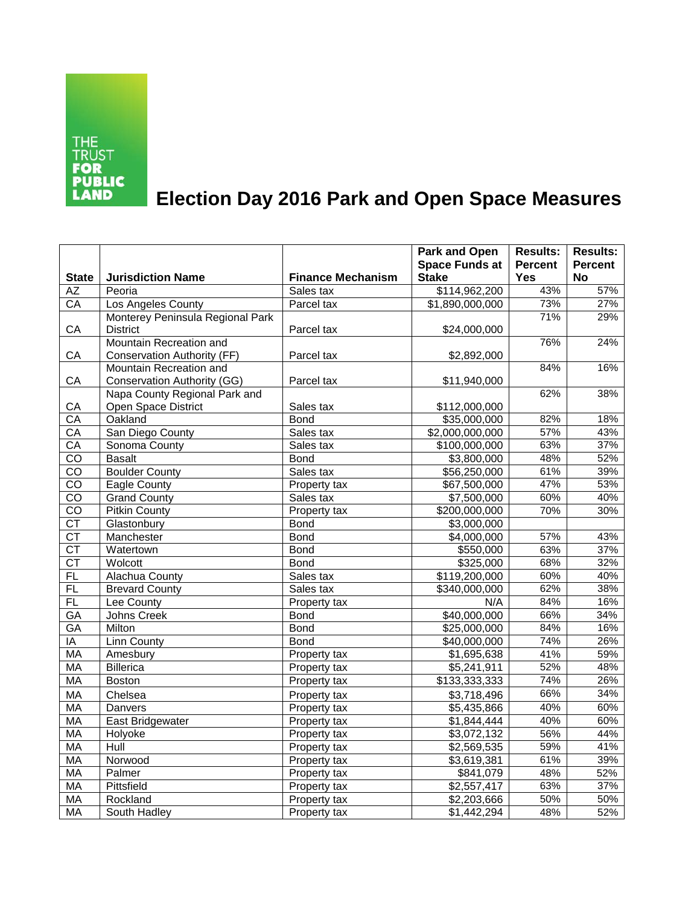THE TRUST FOR PUBLIC LAND

# Election Day 2016 Park and Open Space Measures

| State | Jurisdiction Name | Finance Mechanism | Park and Open Space Funds at Stake | Results: Percent Yes | Results: Percent No |
|---|---|---|---|---|---|
| AZ | Peoria | Sales tax | $114,962,200 | 43% | 57% |
| CA | Los Angeles County | Parcel tax | $1,890,000,000 | 73% | 27% |
| CA | Monterey Peninsula Regional Park District | Parcel tax | $24,000,000 | 71% | 29% |
| CA | Mountain Recreation and Conservation Authority (FF) | Parcel tax | $2,892,000 | 76% | 24% |
| CA | Mountain Recreation and Conservation Authority (GG) | Parcel tax | $11,940,000 | 84% | 16% |
| CA | Napa County Regional Park and Open Space District | Sales tax | $112,000,000 | 62% | 38% |
| CA | Oakland | Bond | $35,000,000 | 82% | 18% |
| CA | San Diego County | Sales tax | $2,000,000,000 | 57% | 43% |
| CA | Sonoma County | Sales tax | $100,000,000 | 63% | 37% |
| CO | Basalt | Bond | $3,800,000 | 48% | 52% |
| CO | Boulder County | Sales tax | $56,250,000 | 61% | 39% |
| CO | Eagle County | Property tax | $67,500,000 | 47% | 53% |
| CO | Grand County | Sales tax | $7,500,000 | 60% | 40% |
| CO | Pitkin County | Property tax | $200,000,000 | 70% | 30% |
| CT | Glastonbury | Bond | $3,000,000 | | |
| CT | Manchester | Bond | $4,000,000 | 57% | 43% |
| CT | Watertown | Bond | $550,000 | 63% | 37% |
| CT | Wolcott | Bond | $325,000 | 68% | 32% |
| FL | Alachua County | Sales tax | $119,200,000 | 60% | 40% |
| FL | Brevard County | Sales tax | $340,000,000 | 62% | 38% |
| FL | Lee County | Property tax | N/A | 84% | 16% |
| GA | Johns Creek | Bond | $40,000,000 | 66% | 34% |
| GA | Milton | Bond | $25,000,000 | 84% | 16% |
| IA | Linn County | Bond | $40,000,000 | 74% | 26% |
| MA | Amesbury | Property tax | $1,695,638 | 41% | 59% |
| MA | Billerica | Property tax | $5,241,911 | 52% | 48% |
| MA | Boston | Property tax | $133,333,333 | 74% | 26% |
| MA | Chelsea | Property tax | $3,718,496 | 66% | 34% |
| MA | Danvers | Property tax | $5,435,866 | 40% | 60% |
| MA | East Bridgewater | Property tax | $1,844,444 | 40% | 60% |
| MA | Holyoke | Property tax | $3,072,132 | 56% | 44% |
| MA | Hull | Property tax | $2,569,535 | 59% | 41% |
| MA | Norwood | Property tax | $3,619,381 | 61% | 39% |
| MA | Palmer | Property tax | $841,079 | 48% | 52% |
| MA | Pittsfield | Property tax | $2,557,417 | 63% | 37% |
| MA | Rockland | Property tax | $2,203,666 | 50% | 50% |
| MA | South Hadley | Property tax | $1,442,294 | 48% | 52% |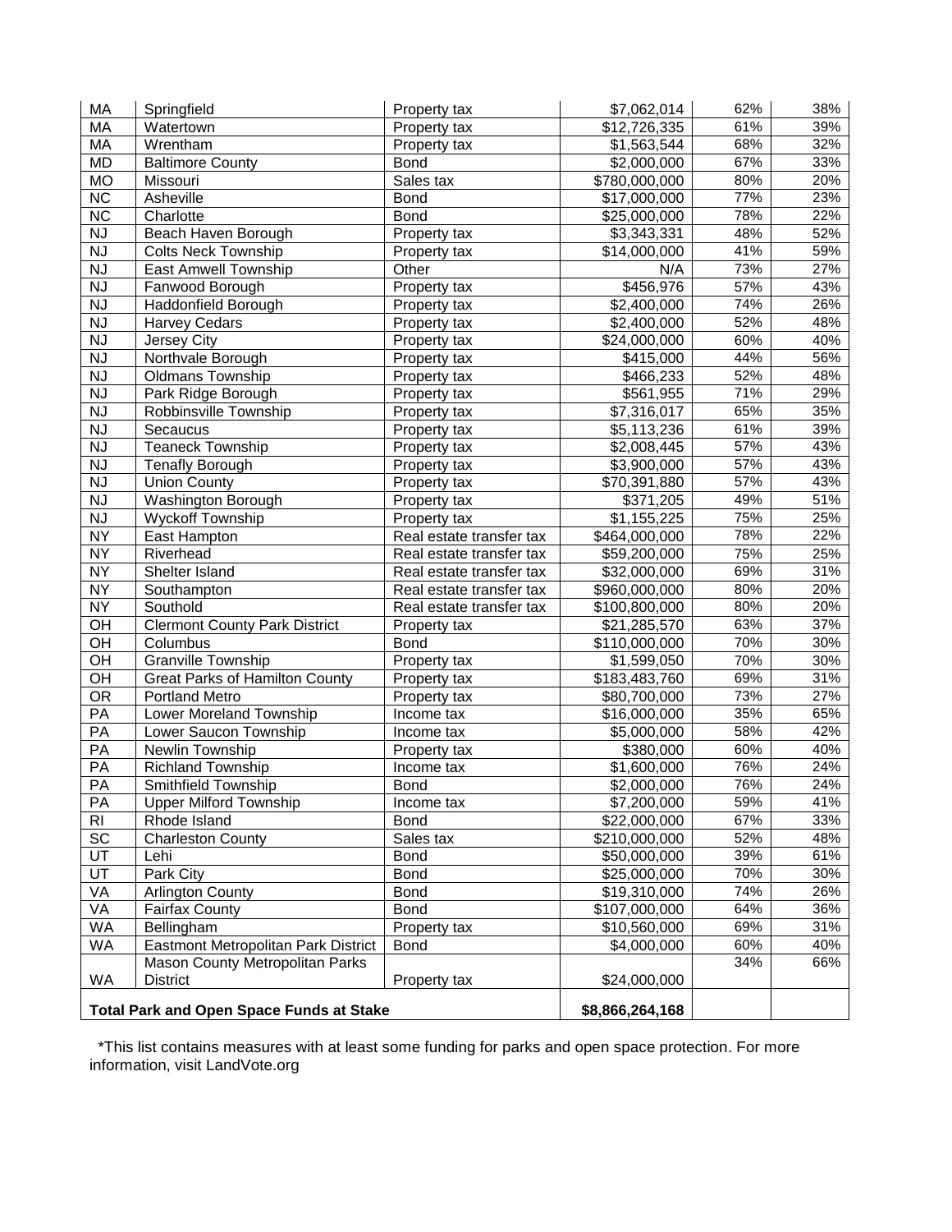| | | | | | |
|---|---|---|---|---|---|
| MA | Springfield | Property tax | $7,062,014 | 62% | 38% |
| MA | Watertown | Property tax | $12,726,335 | 61% | 39% |
| MA | Wrentham | Property tax | $1,563,544 | 68% | 32% |
| MD | Baltimore County | Bond | $2,000,000 | 67% | 33% |
| MO | Missouri | Sales tax | $780,000,000 | 80% | 20% |
| NC | Asheville | Bond | $17,000,000 | 77% | 23% |
| NC | Charlotte | Bond | $25,000,000 | 78% | 22% |
| NJ | Beach Haven Borough | Property tax | $3,343,331 | 48% | 52% |
| NJ | Colts Neck Township | Property tax | $14,000,000 | 41% | 59% |
| NJ | East Amwell Township | Other | N/A | 73% | 27% |
| NJ | Fanwood Borough | Property tax | $456,976 | 57% | 43% |
| NJ | Haddonfield Borough | Property tax | $2,400,000 | 74% | 26% |
| NJ | Harvey Cedars | Property tax | $2,400,000 | 52% | 48% |
| NJ | Jersey City | Property tax | $24,000,000 | 60% | 40% |
| NJ | Northvale Borough | Property tax | $415,000 | 44% | 56% |
| NJ | Oldmans Township | Property tax | $466,233 | 52% | 48% |
| NJ | Park Ridge Borough | Property tax | $561,955 | 71% | 29% |
| NJ | Robbinsville Township | Property tax | $7,316,017 | 65% | 35% |
| NJ | Secaucus | Property tax | $5,113,236 | 61% | 39% |
| NJ | Teaneck Township | Property tax | $2,008,445 | 57% | 43% |
| NJ | Tenafly Borough | Property tax | $3,900,000 | 57% | 43% |
| NJ | Union County | Property tax | $70,391,880 | 57% | 43% |
| NJ | Washington Borough | Property tax | $371,205 | 49% | 51% |
| NJ | Wyckoff Township | Property tax | $1,155,225 | 75% | 25% |
| NY | East Hampton | Real estate transfer tax | $464,000,000 | 78% | 22% |
| NY | Riverhead | Real estate transfer tax | $59,200,000 | 75% | 25% |
| NY | Shelter Island | Real estate transfer tax | $32,000,000 | 69% | 31% |
| NY | Southampton | Real estate transfer tax | $960,000,000 | 80% | 20% |
| NY | Southold | Real estate transfer tax | $100,800,000 | 80% | 20% |
| OH | Clermont County Park District | Property tax | $21,285,570 | 63% | 37% |
| OH | Columbus | Bond | $110,000,000 | 70% | 30% |
| OH | Granville Township | Property tax | $1,599,050 | 70% | 30% |
| OH | Great Parks of Hamilton County | Property tax | $183,483,760 | 69% | 31% |
| OR | Portland Metro | Property tax | $80,700,000 | 73% | 27% |
| PA | Lower Moreland Township | Income tax | $16,000,000 | 35% | 65% |
| PA | Lower Saucon Township | Income tax | $5,000,000 | 58% | 42% |
| PA | Newlin Township | Property tax | $380,000 | 60% | 40% |
| PA | Richland Township | Income tax | $1,600,000 | 76% | 24% |
| PA | Smithfield Township | Bond | $2,000,000 | 76% | 24% |
| PA | Upper Milford Township | Income tax | $7,200,000 | 59% | 41% |
| RI | Rhode Island | Bond | $22,000,000 | 67% | 33% |
| SC | Charleston County | Sales tax | $210,000,000 | 52% | 48% |
| UT | Lehi | Bond | $50,000,000 | 39% | 61% |
| UT | Park City | Bond | $25,000,000 | 70% | 30% |
| VA | Arlington County | Bond | $19,310,000 | 74% | 26% |
| VA | Fairfax County | Bond | $107,000,000 | 64% | 36% |
| WA | Bellingham | Property tax | $10,560,000 | 69% | 31% |
| WA | Eastmont Metropolitan Park District | Bond | $4,000,000 | 60% | 40% |
| WA | Mason County Metropolitan Parks District | Property tax | $24,000,000 | 34% | 66% |
| **Total Park and Open Space Funds at Stake** | | | **$8,866,264,168** | | |

*This list contains measures with at least some funding for parks and open space protection. For more information, visit LandVote.org